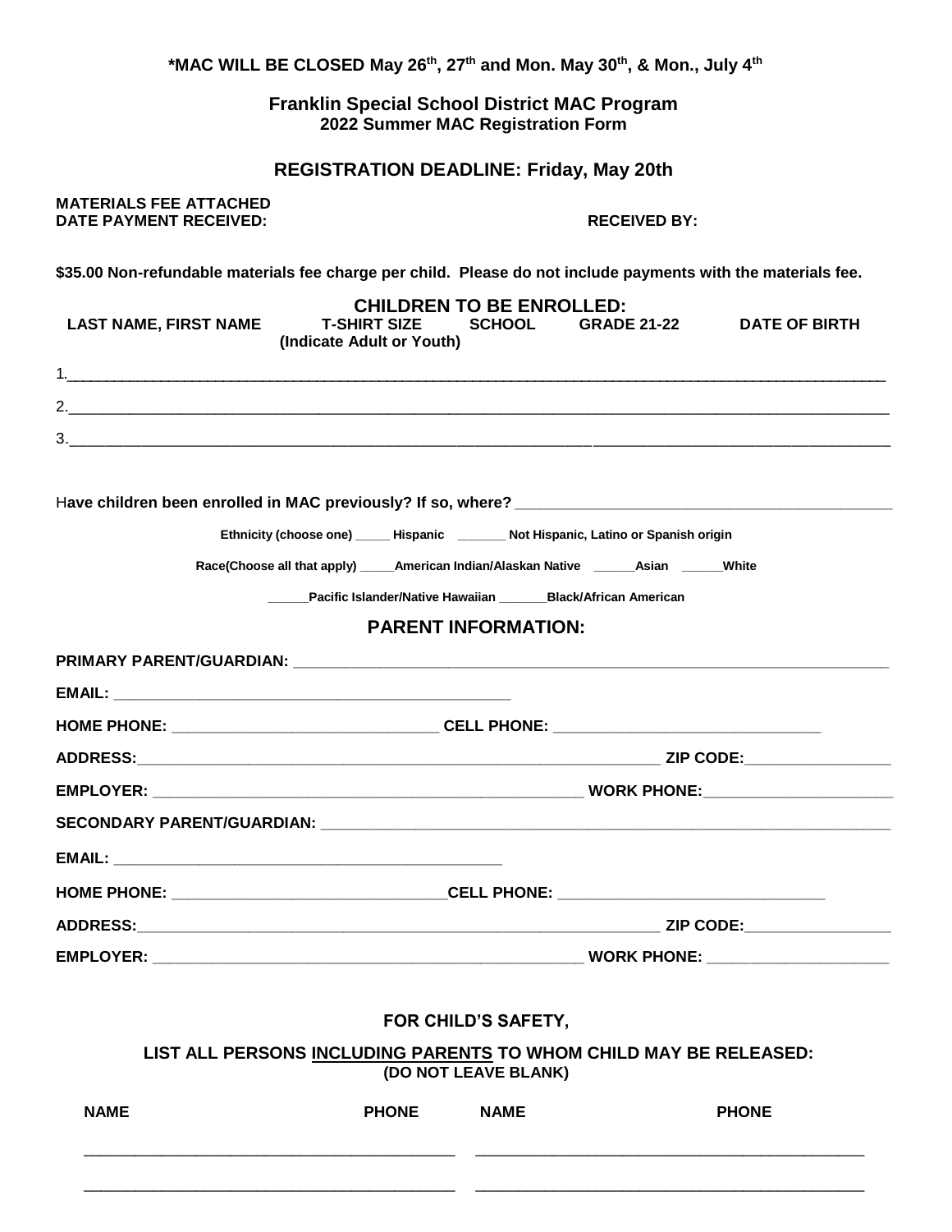**\*MAC WILL BE CLOSED May 26th, 27th and Mon. May 30th, & Mon., July 4th**

## Franklin Special School District MAC Program
### 2022 Summer MAC Registration Form

### REGISTRATION DEADLINE: Friday, May 20th

**MATERIALS FEE ATTACHED**
**DATE PAYMENT RECEIVED:** **RECEIVED BY:**

**$35.00 Non-refundable materials fee charge per child. Please do not include payments with the materials fee.**

### CHILDREN TO BE ENROLLED:

| LAST NAME, FIRST NAME | T-SHIRT SIZE (Indicate Adult or Youth) | SCHOOL | GRADE 21-22 | DATE OF BIRTH |
|---|---|---|---|---|
| 1. | | | | |
| 2. | | | | |
| 3. | | | | |

**Have children been enrolled in MAC previously? If so, where?** ___________________________

**Ethnicity (choose one)** _____ **Hispanic** _______ **Not Hispanic, Latino or Spanish origin**

**Race(Choose all that apply)** _____**American Indian/Alaskan Native** ______**Asian** ______**White**

______**Pacific Islander/Native Hawaiian** _______**Black/African American**

### PARENT INFORMATION:

**PRIMARY PARENT/GUARDIAN:** ___________________________

**EMAIL:** ___________________________

**HOME PHONE:** _______________ **CELL PHONE:** _______________

**ADDRESS:** ___________________________ **ZIP CODE:** _______________

**EMPLOYER:** ___________________________ **WORK PHONE:** _______________

**SECONDARY PARENT/GUARDIAN:** ___________________________

**EMAIL:** ___________________________

**HOME PHONE:** _______________ **CELL PHONE:** _______________

**ADDRESS:** ___________________________ **ZIP CODE:** _______________

**EMPLOYER:** ___________________________ **WORK PHONE:** _______________

### FOR CHILD'S SAFETY,

### LIST ALL PERSONS INCLUDING PARENTS TO WHOM CHILD MAY BE RELEASED:
**(DO NOT LEAVE BLANK)**

| NAME | PHONE | NAME | PHONE |
|---|---|---|---|
| | | | |
| | | | |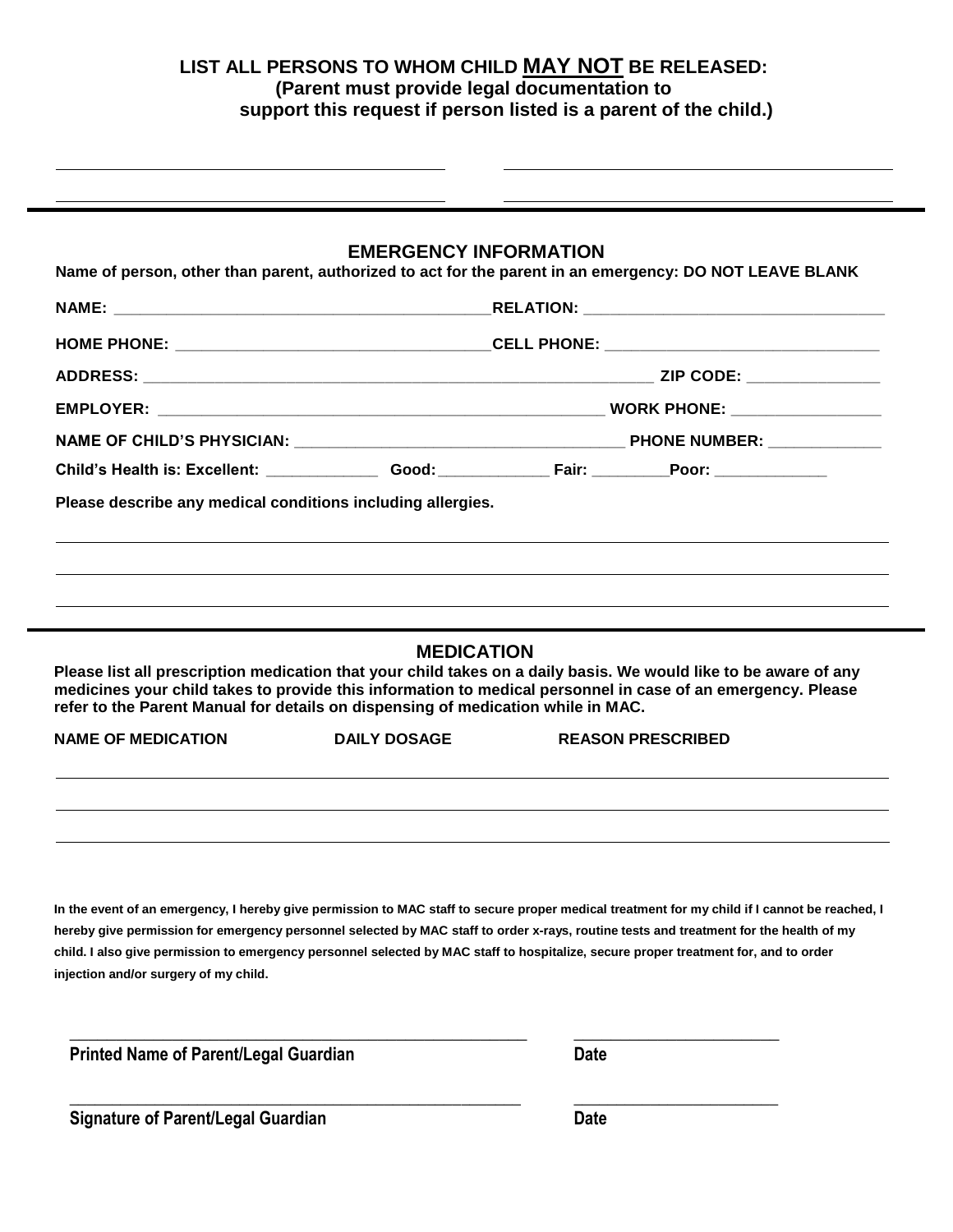## LIST ALL PERSONS TO WHOM CHILD <u>MAY NOT</u> BE RELEASED:
**(Parent must provide legal documentation to support this request if person listed is a parent of the child.)**

\_\_\_\_\_\_\_\_\_\_\_\_\_\_\_\_\_\_\_\_\_\_\_\_\_\_\_\_\_\_\_\_\_\_\_\_\_\_\_\_ \_\_\_\_\_\_\_\_\_\_\_\_\_\_\_\_\_\_\_\_\_\_\_\_\_\_\_\_\_\_\_\_\_\_\_\_\_\_\_\_

\_\_\_\_\_\_\_\_\_\_\_\_\_\_\_\_\_\_\_\_\_\_\_\_\_\_\_\_\_\_\_\_\_\_\_\_\_\_\_\_ \_\_\_\_\_\_\_\_\_\_\_\_\_\_\_\_\_\_\_\_\_\_\_\_\_\_\_\_\_\_\_\_\_\_\_\_\_\_\_\_

---

## EMERGENCY INFORMATION

**Name of person, other than parent, authorized to act for the parent in an emergency: DO NOT LEAVE BLANK**

**NAME:** \_\_\_\_\_\_\_\_\_\_\_\_\_\_\_\_\_\_\_\_\_\_\_\_\_\_\_\_\_\_\_\_\_\_\_\_\_\_\_\_ **RELATION:** \_\_\_\_\_\_\_\_\_\_\_\_\_\_\_\_\_\_\_\_\_\_\_\_\_\_\_\_\_\_\_\_

**HOME PHONE:** \_\_\_\_\_\_\_\_\_\_\_\_\_\_\_\_\_\_\_\_\_\_\_\_\_\_\_\_\_\_\_\_\_\_ **CELL PHONE:** \_\_\_\_\_\_\_\_\_\_\_\_\_\_\_\_\_\_\_\_\_\_\_\_\_\_\_\_\_\_

**ADDRESS:** \_\_\_\_\_\_\_\_\_\_\_\_\_\_\_\_\_\_\_\_\_\_\_\_\_\_\_\_\_\_\_\_\_\_\_\_\_\_\_\_\_\_\_\_\_\_\_\_\_\_\_\_\_\_\_\_ **ZIP CODE:** \_\_\_\_\_\_\_\_\_\_\_\_\_\_

**EMPLOYER:** \_\_\_\_\_\_\_\_\_\_\_\_\_\_\_\_\_\_\_\_\_\_\_\_\_\_\_\_\_\_\_\_\_\_\_\_\_\_\_\_\_\_\_\_\_\_\_\_\_ **WORK PHONE:** \_\_\_\_\_\_\_\_\_\_\_\_\_\_\_\_

**NAME OF CHILD'S PHYSICIAN:** \_\_\_\_\_\_\_\_\_\_\_\_\_\_\_\_\_\_\_\_\_\_\_\_\_\_\_\_\_\_\_\_\_\_\_\_\_ **PHONE NUMBER:** \_\_\_\_\_\_\_\_\_\_\_\_

**Child's Health is: Excellent:** \_\_\_\_\_\_\_\_\_\_\_\_ **Good:** \_\_\_\_\_\_\_\_\_\_\_\_ **Fair:** \_\_\_\_\_\_\_\_\_ **Poor:** \_\_\_\_\_\_\_\_\_\_\_\_

**Please describe any medical conditions including allergies.**

\_\_\_\_\_\_\_\_\_\_\_\_\_\_\_\_\_\_\_\_\_\_\_\_\_\_\_\_\_\_\_\_\_\_\_\_\_\_\_\_\_\_\_\_\_\_\_\_\_\_\_\_\_\_\_\_\_\_\_\_\_\_\_\_\_\_\_\_\_\_\_\_\_\_\_\_\_\_\_\_\_\_\_\_\_\_\_\_

\_\_\_\_\_\_\_\_\_\_\_\_\_\_\_\_\_\_\_\_\_\_\_\_\_\_\_\_\_\_\_\_\_\_\_\_\_\_\_\_\_\_\_\_\_\_\_\_\_\_\_\_\_\_\_\_\_\_\_\_\_\_\_\_\_\_\_\_\_\_\_\_\_\_\_\_\_\_\_\_\_\_\_\_\_\_\_\_

\_\_\_\_\_\_\_\_\_\_\_\_\_\_\_\_\_\_\_\_\_\_\_\_\_\_\_\_\_\_\_\_\_\_\_\_\_\_\_\_\_\_\_\_\_\_\_\_\_\_\_\_\_\_\_\_\_\_\_\_\_\_\_\_\_\_\_\_\_\_\_\_\_\_\_\_\_\_\_\_\_\_\_\_\_\_\_\_

---

## MEDICATION

**Please list all prescription medication that your child takes on a daily basis. We would like to be aware of any medicines your child takes to provide this information to medical personnel in case of an emergency. Please refer to the Parent Manual for details on dispensing of medication while in MAC.**

| NAME OF MEDICATION | DAILY DOSAGE | REASON PRESCRIBED |
| --- | --- | --- |
| | | |
| | | |
| | | |

**In the event of an emergency, I hereby give permission to MAC staff to secure proper medical treatment for my child if I cannot be reached, I hereby give permission for emergency personnel selected by MAC staff to order x-rays, routine tests and treatment for the health of my child. I also give permission to emergency personnel selected by MAC staff to hospitalize, secure proper treatment for, and to order injection and/or surgery of my child.**

\_\_\_\_\_\_\_\_\_\_\_\_\_\_\_\_\_\_\_\_\_\_\_\_\_\_\_\_\_\_\_\_\_\_\_\_\_\_\_\_\_\_\_\_\_\_\_\_ \_\_\_\_\_\_\_\_\_\_\_\_\_\_\_\_\_\_\_\_\_\_
**Printed Name of Parent/Legal Guardian** **Date**

\_\_\_\_\_\_\_\_\_\_\_\_\_\_\_\_\_\_\_\_\_\_\_\_\_\_\_\_\_\_\_\_\_\_\_\_\_\_\_\_\_\_\_\_\_\_\_\_ \_\_\_\_\_\_\_\_\_\_\_\_\_\_\_\_\_\_\_\_\_\_
**Signature of Parent/Legal Guardian** **Date**